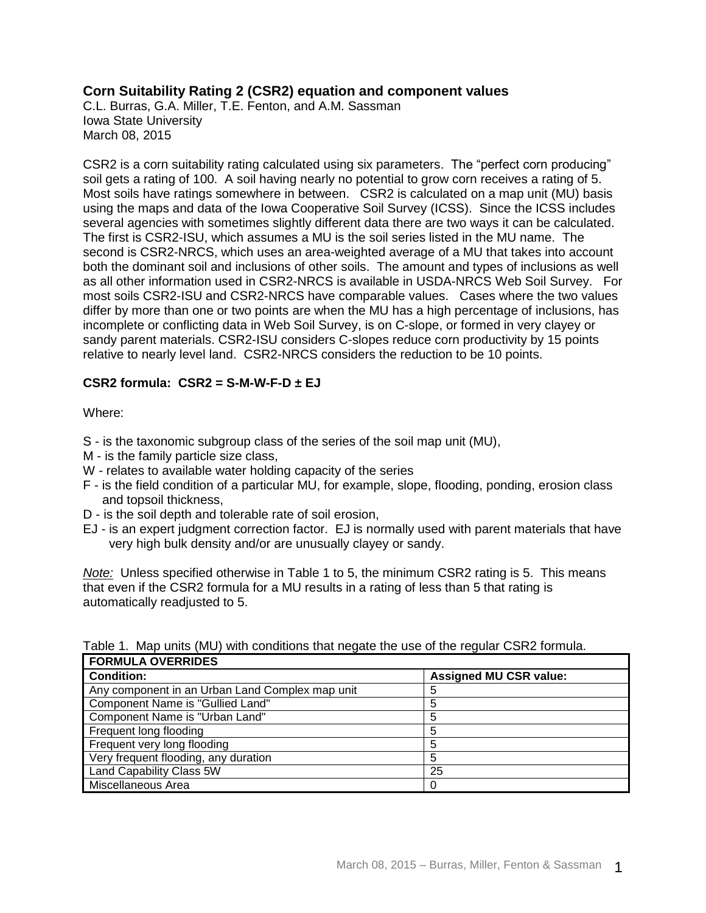## Corn Suitability Rating 2 (CSR2) equation and component values

C.L. Burras, G.A. Miller, T.E. Fenton, and A.M. Sassman
Iowa State University
March 08, 2015

CSR2 is a corn suitability rating calculated using six parameters. The "perfect corn producing" soil gets a rating of 100. A soil having nearly no potential to grow corn receives a rating of 5. Most soils have ratings somewhere in between. CSR2 is calculated on a map unit (MU) basis using the maps and data of the Iowa Cooperative Soil Survey (ICSS). Since the ICSS includes several agencies with sometimes slightly different data there are two ways it can be calculated. The first is CSR2-ISU, which assumes a MU is the soil series listed in the MU name. The second is CSR2-NRCS, which uses an area-weighted average of a MU that takes into account both the dominant soil and inclusions of other soils. The amount and types of inclusions as well as all other information used in CSR2-NRCS is available in USDA-NRCS Web Soil Survey. For most soils CSR2-ISU and CSR2-NRCS have comparable values. Cases where the two values differ by more than one or two points are when the MU has a high percentage of inclusions, has incomplete or conflicting data in Web Soil Survey, is on C-slope, or formed in very clayey or sandy parent materials. CSR2-ISU considers C-slopes reduce corn productivity by 15 points relative to nearly level land. CSR2-NRCS considers the reduction to be 10 points.

**CSR2 formula: CSR2 = S-M-W-F-D ± EJ**

Where:

- S - is the taxonomic subgroup class of the series of the soil map unit (MU),
- M - is the family particle size class,
- W - relates to available water holding capacity of the series
- F - is the field condition of a particular MU, for example, slope, flooding, ponding, erosion class and topsoil thickness,
- D - is the soil depth and tolerable rate of soil erosion,
- EJ - is an expert judgment correction factor. EJ is normally used with parent materials that have very high bulk density and/or are unusually clayey or sandy.

*Note:* Unless specified otherwise in Table 1 to 5, the minimum CSR2 rating is 5. This means that even if the CSR2 formula for a MU results in a rating of less than 5 that rating is automatically readjusted to 5.

Table 1. Map units (MU) with conditions that negate the use of the regular CSR2 formula.

| **FORMULA OVERRIDES** | |
|---|---|
| **Condition:** | **Assigned MU CSR value:** |
| Any component in an Urban Land Complex map unit | 5 |
| Component Name is "Gullied Land" | 5 |
| Component Name is "Urban Land" | 5 |
| Frequent long flooding | 5 |
| Frequent very long flooding | 5 |
| Very frequent flooding, any duration | 5 |
| Land Capability Class 5W | 25 |
| Miscellaneous Area | 0 |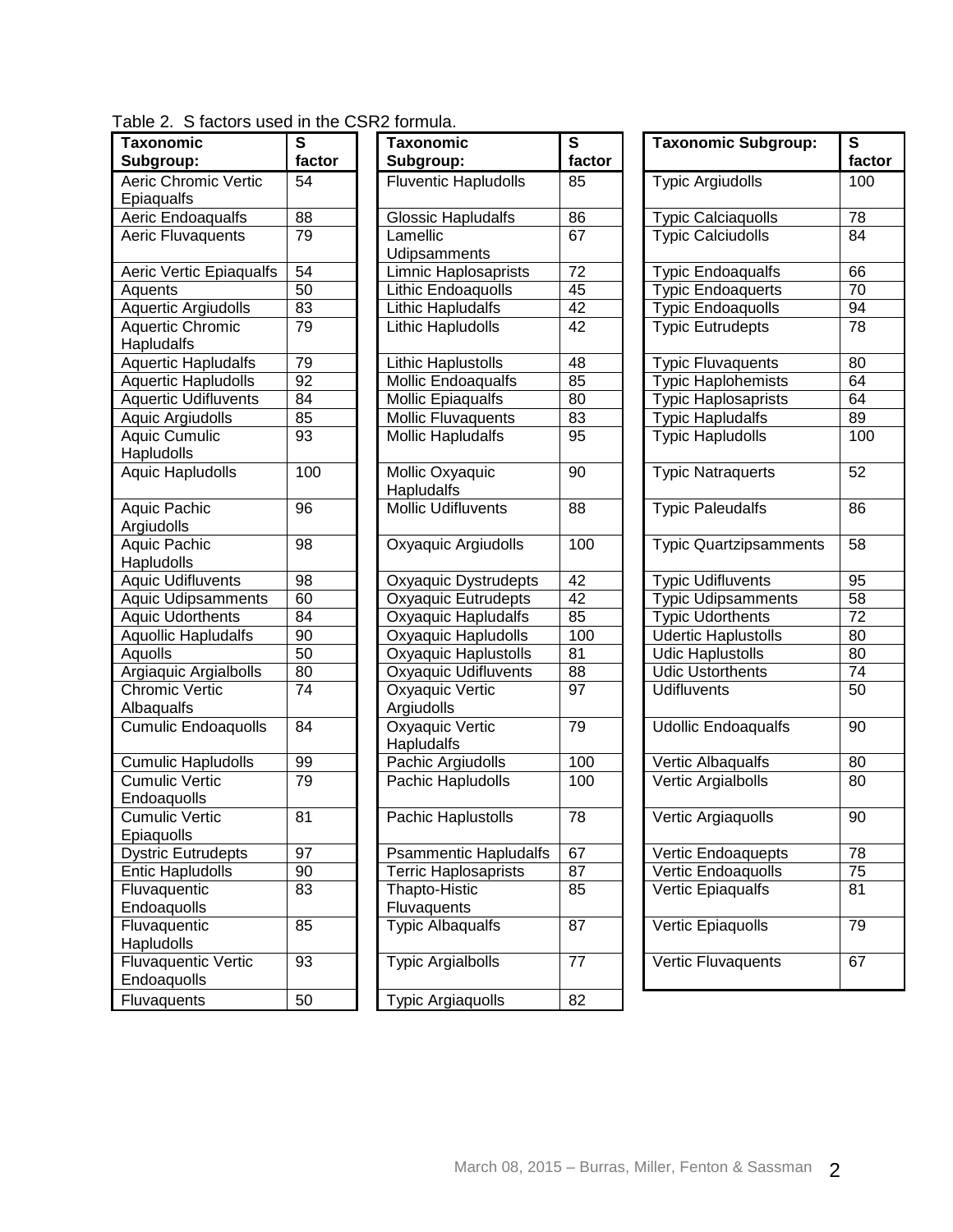Table 2. S factors used in the CSR2 formula.

| Taxonomic Subgroup: | S factor |
|---|---|
| Aeric Chromic Vertic Epiaqualfs | 54 |
| Aeric Endoaqualfs | 88 |
| Aeric Fluvaquents | 79 |
| Aeric Vertic Epiaqualfs | 54 |
| Aquents | 50 |
| Aquertic Argiudolls | 83 |
| Aquertic Chromic Hapludalfs | 79 |
| Aquertic Hapludalfs | 79 |
| Aquertic Hapludolls | 92 |
| Aquertic Udifluvents | 84 |
| Aquic Argiudolls | 85 |
| Aquic Cumulic Hapludolls | 93 |
| Aquic Hapludolls | 100 |
| Aquic Pachic Argiudolls | 96 |
| Aquic Pachic Hapludolls | 98 |
| Aquic Udifluvents | 98 |
| Aquic Udipsamments | 60 |
| Aquic Udorthents | 84 |
| Aquollic Hapludalfs | 90 |
| Aquolls | 50 |
| Argiaquic Argialbolls | 80 |
| Chromic Vertic Albaqualfs | 74 |
| Cumulic Endoaquolls | 84 |
| Cumulic Hapludolls | 99 |
| Cumulic Vertic Endoaquolls | 79 |
| Cumulic Vertic Epiaquolls | 81 |
| Dystric Eutrudepts | 97 |
| Entic Hapludolls | 90 |
| Fluvaquentic Endoaquolls | 83 |
| Fluvaquentic Hapludolls | 85 |
| Fluvaquentic Vertic Endoaquolls | 93 |
| Fluvaquents | 50 |
| Fluventic Hapludolls | 85 |
| Glossic Hapludalfs | 86 |
| Lamellic Udipsamments | 67 |
| Limnic Haplosaprists | 72 |
| Lithic Endoaquolls | 45 |
| Lithic Hapludalfs | 42 |
| Lithic Hapludolls | 42 |
| Lithic Haplustolls | 48 |
| Mollic Endoaqualfs | 85 |
| Mollic Epiaqualfs | 80 |
| Mollic Fluvaquents | 83 |
| Mollic Hapludalfs | 95 |
| Mollic Oxyaquic Hapludalfs | 90 |
| Mollic Udifluvents | 88 |
| Oxyaquic Argiudolls | 100 |
| Oxyaquic Dystrudepts | 42 |
| Oxyaquic Eutrudepts | 42 |
| Oxyaquic Hapludalfs | 85 |
| Oxyaquic Hapludolls | 100 |
| Oxyaquic Haplustolls | 81 |
| Oxyaquic Udifluvents | 88 |
| Oxyaquic Vertic Argiudolls | 97 |
| Oxyaquic Vertic Hapludalfs | 79 |
| Pachic Argiudolls | 100 |
| Pachic Hapludolls | 100 |
| Pachic Haplustolls | 78 |
| Psammentic Hapludalfs | 67 |
| Terric Haplosaprists | 87 |
| Thapto-Histic Fluvaquents | 85 |
| Typic Albaqualfs | 87 |
| Typic Argialbolls | 77 |
| Typic Argiaquolls | 82 |
| Typic Argiudolls | 100 |
| Typic Calciaquolls | 78 |
| Typic Calciudolls | 84 |
| Typic Endoaqualfs | 66 |
| Typic Endoaquerts | 70 |
| Typic Endoaquolls | 94 |
| Typic Eutrudepts | 78 |
| Typic Fluvaquents | 80 |
| Typic Haplohemists | 64 |
| Typic Haplosaprists | 64 |
| Typic Hapludalfs | 89 |
| Typic Hapludolls | 100 |
| Typic Natraquerts | 52 |
| Typic Paleudalfs | 86 |
| Typic Quartzipsamments | 58 |
| Typic Udifluvents | 95 |
| Typic Udipsamments | 58 |
| Typic Udorthents | 72 |
| Udertic Haplustolls | 80 |
| Udic Haplustolls | 80 |
| Udic Ustorthents | 74 |
| Udifluvents | 50 |
| Udollic Endoaqualfs | 90 |
| Vertic Albaqualfs | 80 |
| Vertic Argialbolls | 80 |
| Vertic Argiaquolls | 90 |
| Vertic Endoaquepts | 78 |
| Vertic Endoaquolls | 75 |
| Vertic Epiaqualfs | 81 |
| Vertic Epiaquolls | 79 |
| Vertic Fluvaquents | 67 |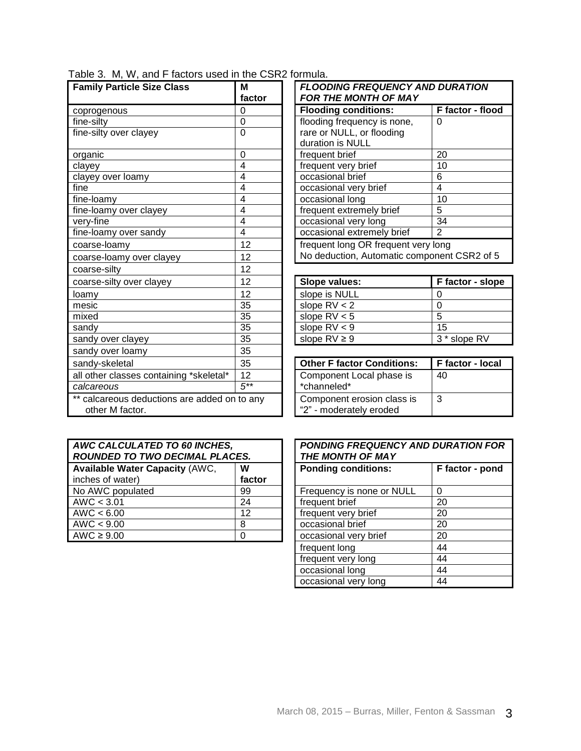Table 3. M, W, and F factors used in the CSR2 formula.

| Family Particle Size Class | M factor |
|---|---|
| coprogenous | 0 |
| fine-silty | 0 |
| fine-silty over clayey | 0 |
| organic | 0 |
| clayey | 4 |
| clayey over loamy | 4 |
| fine | 4 |
| fine-loamy | 4 |
| fine-loamy over clayey | 4 |
| very-fine | 4 |
| fine-loamy over sandy | 4 |
| coarse-loamy | 12 |
| coarse-loamy over clayey | 12 |
| coarse-silty | 12 |
| coarse-silty over clayey | 12 |
| loamy | 12 |
| mesic | 35 |
| mixed | 35 |
| sandy | 35 |
| sandy over clayey | 35 |
| sandy over loamy | 35 |
| sandy-skeletal | 35 |
| all other classes containing *skeletal* | 12 |
| *calcareous* | 5** |
| ** calcareous deductions are added on to any other M factor. | |

| ***FLOODING FREQUENCY AND DURATION FOR THE MONTH OF MAY*** | |
|---|---|
| **Flooding conditions:** | **F factor - flood** |
| flooding frequency is none, rare or NULL, or flooding duration is NULL | 0 |
| frequent brief | 20 |
| frequent very brief | 10 |
| occasional brief | 6 |
| occasional very brief | 4 |
| occasional long | 10 |
| frequent extremely brief | 5 |
| occasional very long | 34 |
| occasional extremely brief | 2 |
| frequent long OR frequent very long No deduction, Automatic component CSR2 of 5 | |

| Slope values: | F factor - slope |
|---|---|
| slope is NULL | 0 |
| slope RV < 2 | 0 |
| slope RV < 5 | 5 |
| slope RV < 9 | 15 |
| slope RV ≥ 9 | 3 * slope RV |

| Other F factor Conditions: | F factor - local |
|---|---|
| Component Local phase is *channeled* | 40 |
| Component erosion class is "2" - moderately eroded | 3 |

| ***AWC CALCULATED TO 60 INCHES, ROUNDED TO TWO DECIMAL PLACES.*** | |
|---|---|
| **Available Water Capacity** (AWC, inches of water) | **W factor** |
| No AWC populated | 99 |
| AWC < 3.01 | 24 |
| AWC < 6.00 | 12 |
| AWC < 9.00 | 8 |
| AWC ≥ 9.00 | 0 |

| ***PONDING FREQUENCY AND DURATION FOR THE MONTH OF MAY*** | |
|---|---|
| **Ponding conditions:** | **F factor - pond** |
| Frequency is none or NULL | 0 |
| frequent brief | 20 |
| frequent very brief | 20 |
| occasional brief | 20 |
| occasional very brief | 20 |
| frequent long | 44 |
| frequent very long | 44 |
| occasional long | 44 |
| occasional very long | 44 |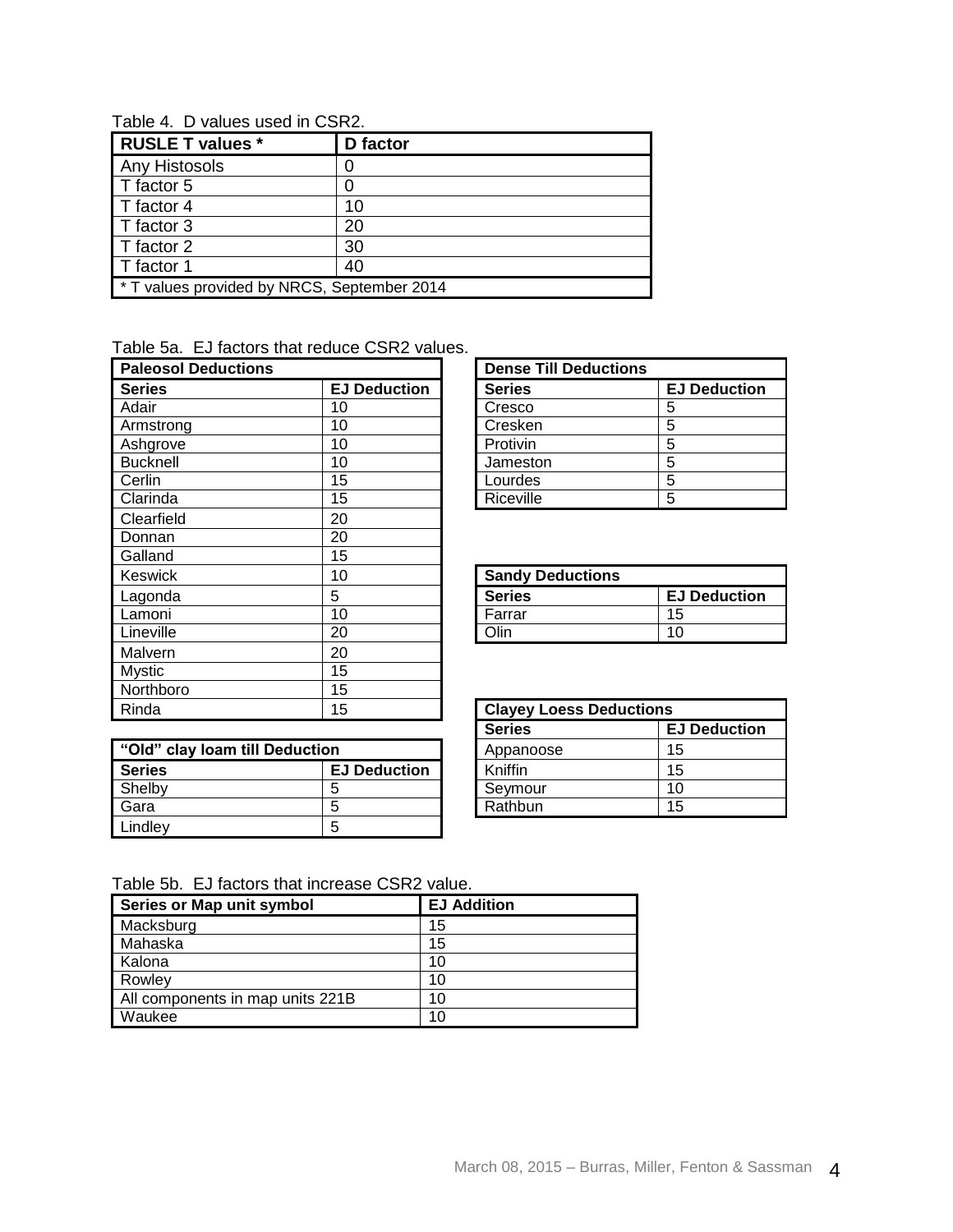Table 4. D values used in CSR2.

| RUSLE T values * | D factor |
|---|---|
| Any Histosols | 0 |
| T factor 5 | 0 |
| T factor 4 | 10 |
| T factor 3 | 20 |
| T factor 2 | 30 |
| T factor 1 | 40 |
| * T values provided by NRCS, September 2014 | |

Table 5a. EJ factors that reduce CSR2 values.

| Paleosol Deductions | |
|---|---|
| **Series** | **EJ Deduction** |
| Adair | 10 |
| Armstrong | 10 |
| Ashgrove | 10 |
| Bucknell | 10 |
| Cerlin | 15 |
| Clarinda | 15 |
| Clearfield | 20 |
| Donnan | 20 |
| Galland | 15 |
| Keswick | 10 |
| Lagonda | 5 |
| Lamoni | 10 |
| Lineville | 20 |
| Malvern | 20 |
| Mystic | 15 |
| Northboro | 15 |
| Rinda | 15 |

| "Old" clay loam till Deduction | |
|---|---|
| **Series** | **EJ Deduction** |
| Shelby | 5 |
| Gara | 5 |
| Lindley | 5 |

| Dense Till Deductions | |
|---|---|
| **Series** | **EJ Deduction** |
| Cresco | 5 |
| Cresken | 5 |
| Protivin | 5 |
| Jameston | 5 |
| Lourdes | 5 |
| Riceville | 5 |

| Sandy Deductions | |
|---|---|
| **Series** | **EJ Deduction** |
| Farrar | 15 |
| Olin | 10 |

| Clayey Loess Deductions | |
|---|---|
| **Series** | **EJ Deduction** |
| Appanoose | 15 |
| Kniffin | 15 |
| Seymour | 10 |
| Rathbun | 15 |

Table 5b. EJ factors that increase CSR2 value.

| Series or Map unit symbol | EJ Addition |
|---|---|
| Macksburg | 15 |
| Mahaska | 15 |
| Kalona | 10 |
| Rowley | 10 |
| All components in map units 221B | 10 |
| Waukee | 10 |